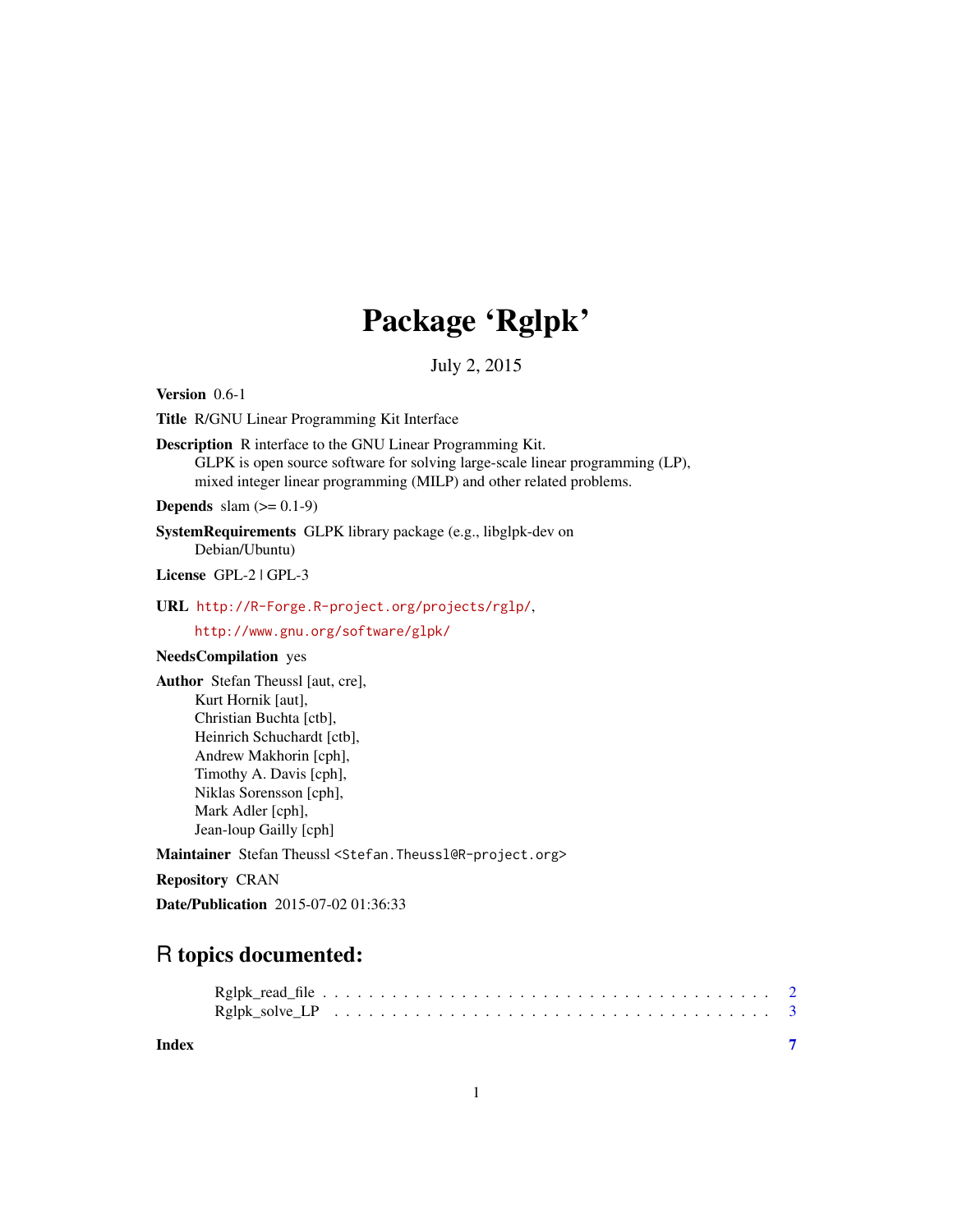# Package 'Rglpk'

July 2, 2015

**Version** 0.6-1

**Title** R/GNU Linear Programming Kit Interface

**Description** R interface to the GNU Linear Programming Kit.
GLPK is open source software for solving large-scale linear programming (LP), mixed integer linear programming (MILP) and other related problems.

**Depends** slam (>= 0.1-9)

**SystemRequirements** GLPK library package (e.g., libglpk-dev on Debian/Ubuntu)

**License** GPL-2 | GPL-3

**URL** http://R-Forge.R-project.org/projects/rglp/,
http://www.gnu.org/software/glpk/

**NeedsCompilation** yes

**Author** Stefan Theussl [aut, cre],
Kurt Hornik [aut],
Christian Buchta [ctb],
Heinrich Schuchardt [ctb],
Andrew Makhorin [cph],
Timothy A. Davis [cph],
Niklas Sorensson [cph],
Mark Adler [cph],
Jean-loup Gailly [cph]

**Maintainer** Stefan Theussl <Stefan.Theussl@R-project.org>

**Repository** CRAN

**Date/Publication** 2015-07-02 01:36:33

## R topics documented:

Rglpk_read_file . . . . . . . . . . . . . . . . . . . . . . . . . . . . . . . . . . . . . . 2
Rglpk_solve_LP . . . . . . . . . . . . . . . . . . . . . . . . . . . . . . . . . . . . . . 3

**Index** 7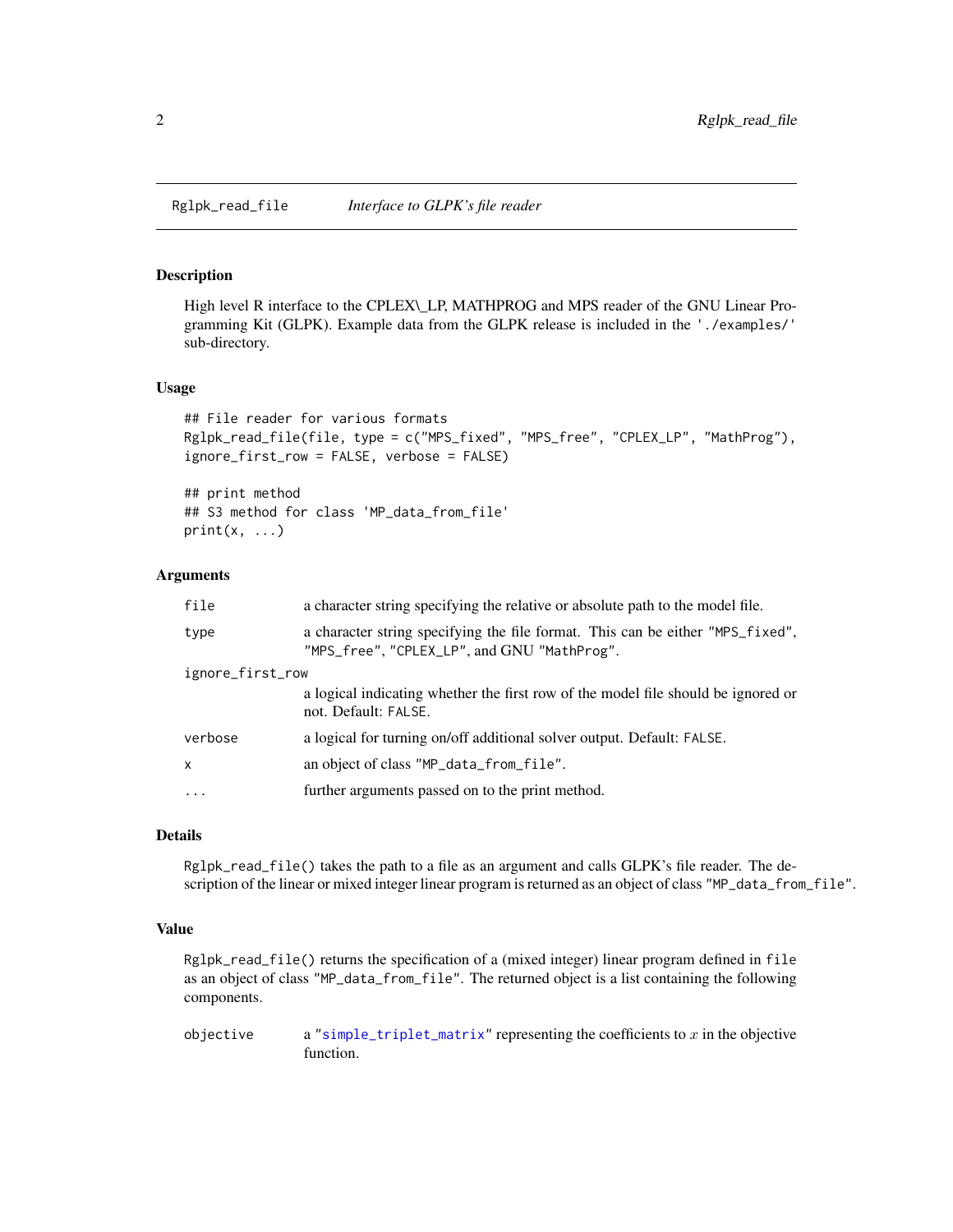Rglpk_read_file *Interface to GLPK's file reader*

## Description

High level R interface to the CPLEX\_LP, MATHPROG and MPS reader of the GNU Linear Programming Kit (GLPK). Example data from the GLPK release is included in the './examples/' sub-directory.

## Usage

```
## File reader for various formats
Rglpk_read_file(file, type = c("MPS_fixed", "MPS_free", "CPLEX_LP", "MathProg"),
ignore_first_row = FALSE, verbose = FALSE)

## print method
## S3 method for class 'MP_data_from_file'
print(x, ...)
```

## Arguments

| | |
|---|---|
| file | a character string specifying the relative or absolute path to the model file. |
| type | a character string specifying the file format. This can be either "MPS_fixed", "MPS_free", "CPLEX_LP", and GNU "MathProg". |
| ignore_first_row | a logical indicating whether the first row of the model file should be ignored or not. Default: FALSE. |
| verbose | a logical for turning on/off additional solver output. Default: FALSE. |
| x | an object of class "MP_data_from_file". |
| ... | further arguments passed on to the print method. |

## Details

Rglpk_read_file() takes the path to a file as an argument and calls GLPK's file reader. The description of the linear or mixed integer linear program is returned as an object of class "MP_data_from_file".

## Value

Rglpk_read_file() returns the specification of a (mixed integer) linear program defined in file as an object of class "MP_data_from_file". The returned object is a list containing the following components.

| | |
|---|---|
| objective | a "simple_triplet_matrix" representing the coefficients to $x$ in the objective function. |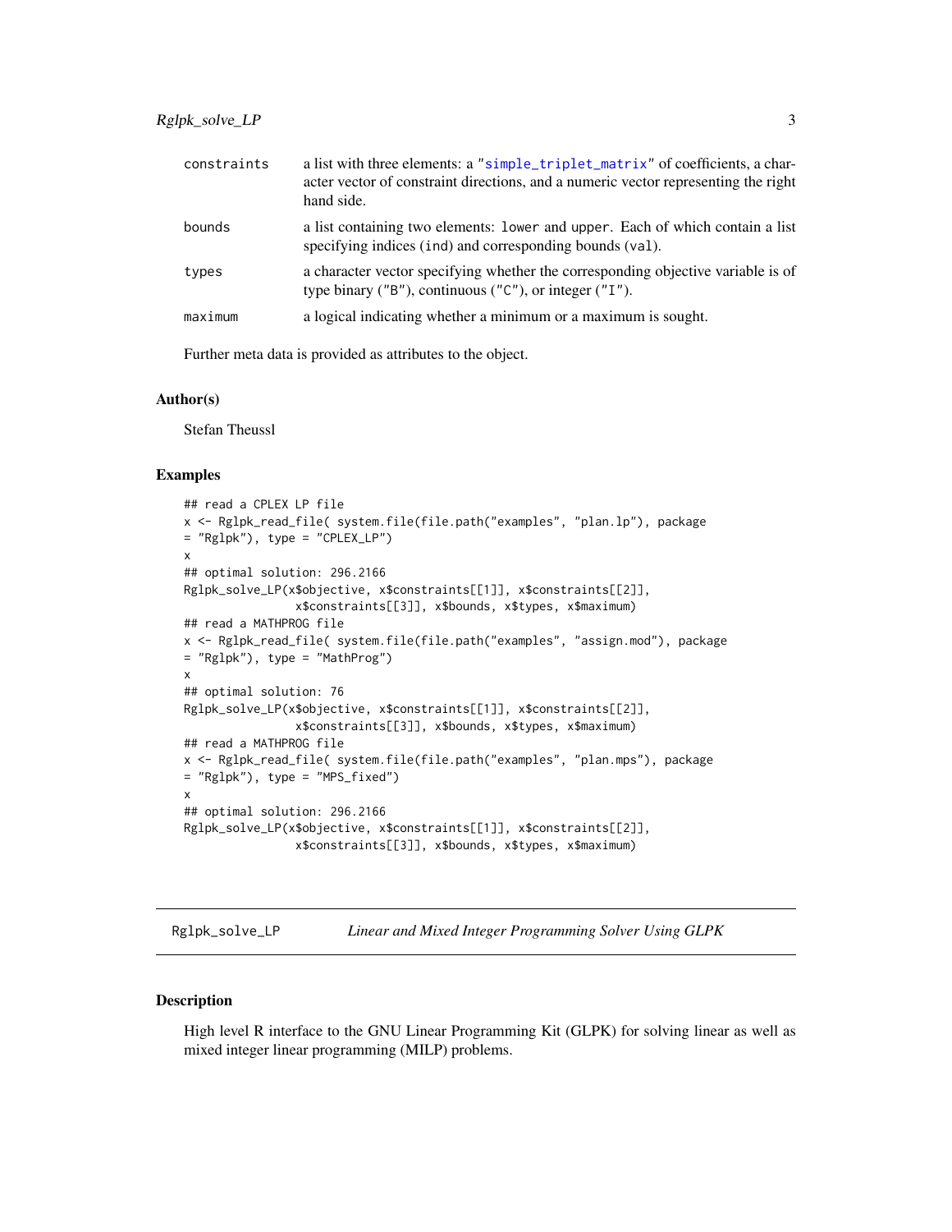| | |
|---|---|
| constraints | a list with three elements: a "simple_triplet_matrix" of coefficients, a character vector of constraint directions, and a numeric vector representing the right hand side. |
| bounds | a list containing two elements: lower and upper. Each of which contain a list specifying indices (ind) and corresponding bounds (val). |
| types | a character vector specifying whether the corresponding objective variable is of type binary ("B"), continuous ("C"), or integer ("I"). |
| maximum | a logical indicating whether a minimum or a maximum is sought. |

Further meta data is provided as attributes to the object.

### Author(s)

Stefan Theussl

### Examples

```
## read a CPLEX LP file
x <- Rglpk_read_file( system.file(file.path("examples", "plan.lp"), package
= "Rglpk"), type = "CPLEX_LP")
x
## optimal solution: 296.2166
Rglpk_solve_LP(x$objective, x$constraints[[1]], x$constraints[[2]],
               x$constraints[[3]], x$bounds, x$types, x$maximum)
## read a MATHPROG file
x <- Rglpk_read_file( system.file(file.path("examples", "assign.mod"), package
= "Rglpk"), type = "MathProg")
x
## optimal solution: 76
Rglpk_solve_LP(x$objective, x$constraints[[1]], x$constraints[[2]],
               x$constraints[[3]], x$bounds, x$types, x$maximum)
## read a MATHPROG file
x <- Rglpk_read_file( system.file(file.path("examples", "plan.mps"), package
= "Rglpk"), type = "MPS_fixed")
x
## optimal solution: 296.2166
Rglpk_solve_LP(x$objective, x$constraints[[1]], x$constraints[[2]],
               x$constraints[[3]], x$bounds, x$types, x$maximum)
```

---

## Rglpk_solve_LP — *Linear and Mixed Integer Programming Solver Using GLPK*

### Description

High level R interface to the GNU Linear Programming Kit (GLPK) for solving linear as well as mixed integer linear programming (MILP) problems.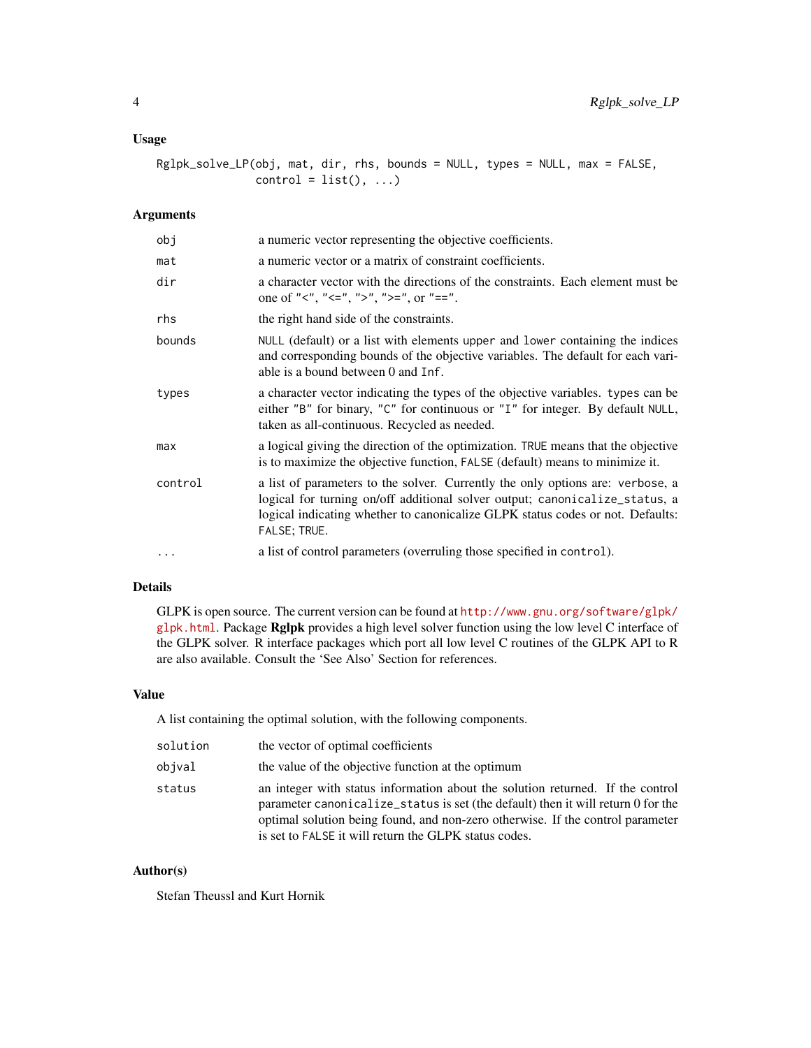## Usage

```
Rglpk_solve_LP(obj, mat, dir, rhs, bounds = NULL, types = NULL, max = FALSE,
               control = list(), ...)
```

## Arguments

| | |
|---|---|
| `obj` | a numeric vector representing the objective coefficients. |
| `mat` | a numeric vector or a matrix of constraint coefficients. |
| `dir` | a character vector with the directions of the constraints. Each element must be one of `"<"`, `"<="`, `">"`, `">="`, or `"=="`. |
| `rhs` | the right hand side of the constraints. |
| `bounds` | `NULL` (default) or a list with elements `upper` and `lower` containing the indices and corresponding bounds of the objective variables. The default for each variable is a bound between 0 and `Inf`. |
| `types` | a character vector indicating the types of the objective variables. `types` can be either `"B"` for binary, `"C"` for continuous or `"I"` for integer. By default `NULL`, taken as all-continuous. Recycled as needed. |
| `max` | a logical giving the direction of the optimization. `TRUE` means that the objective is to maximize the objective function, `FALSE` (default) means to minimize it. |
| `control` | a list of parameters to the solver. Currently the only options are: `verbose`, a logical for turning on/off additional solver output; `canonicalize_status`, a logical indicating whether to canonicalize GLPK status codes or not. Defaults: `FALSE`; `TRUE`. |
| `...` | a list of control parameters (overruling those specified in `control`). |

## Details

GLPK is open source. The current version can be found at http://www.gnu.org/software/glpk/glpk.html. Package **Rglpk** provides a high level solver function using the low level C interface of the GLPK solver. R interface packages which port all low level C routines of the GLPK API to R are also available. Consult the 'See Also' Section for references.

## Value

A list containing the optimal solution, with the following components.

| | |
|---|---|
| `solution` | the vector of optimal coefficients |
| `objval` | the value of the objective function at the optimum |
| `status` | an integer with status information about the solution returned. If the control parameter `canonicalize_status` is set (the default) then it will return 0 for the optimal solution being found, and non-zero otherwise. If the control parameter is set to `FALSE` it will return the GLPK status codes. |

## Author(s)

Stefan Theussl and Kurt Hornik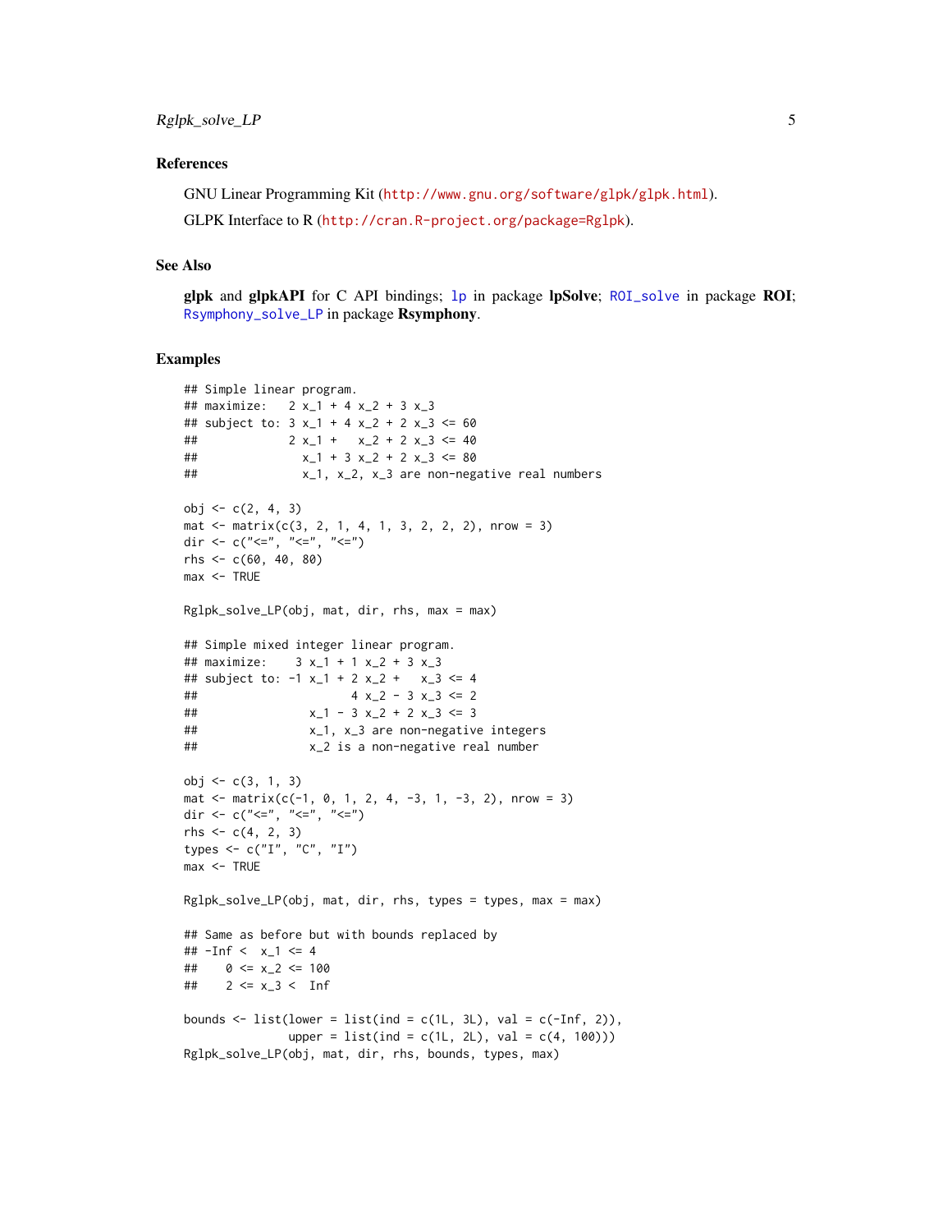## References

GNU Linear Programming Kit (http://www.gnu.org/software/glpk/glpk.html).

GLPK Interface to R (http://cran.R-project.org/package=Rglpk).

## See Also

**glpk** and **glpkAPI** for C API bindings; lp in package **lpSolve**; ROI_solve in package **ROI**; Rsymphony_solve_LP in package **Rsymphony**.

## Examples

```
## Simple linear program.
## maximize:   2 x_1 + 4 x_2 + 3 x_3
## subject to: 3 x_1 + 4 x_2 + 2 x_3 <= 60
##             2 x_1 +   x_2 + 2 x_3 <= 40
##               x_1 + 3 x_2 + 2 x_3 <= 80
##               x_1, x_2, x_3 are non-negative real numbers

obj <- c(2, 4, 3)
mat <- matrix(c(3, 2, 1, 4, 1, 3, 2, 2, 2), nrow = 3)
dir <- c("<=", "<=", "<=")
rhs <- c(60, 40, 80)
max <- TRUE

Rglpk_solve_LP(obj, mat, dir, rhs, max = max)

## Simple mixed integer linear program.
## maximize:    3 x_1 + 1 x_2 + 3 x_3
## subject to: -1 x_1 + 2 x_2 +   x_3 <= 4
##                      4 x_2 - 3 x_3 <= 2
##                x_1 - 3 x_2 + 2 x_3 <= 3
##                x_1, x_3 are non-negative integers
##                x_2 is a non-negative real number

obj <- c(3, 1, 3)
mat <- matrix(c(-1, 0, 1, 2, 4, -3, 1, -3, 2), nrow = 3)
dir <- c("<=", "<=", "<=")
rhs <- c(4, 2, 3)
types <- c("I", "C", "I")
max <- TRUE

Rglpk_solve_LP(obj, mat, dir, rhs, types = types, max = max)

## Same as before but with bounds replaced by
## -Inf <  x_1 <= 4
##    0 <= x_2 <= 100
##    2 <= x_3 <  Inf

bounds <- list(lower = list(ind = c(1L, 3L), val = c(-Inf, 2)),
               upper = list(ind = c(1L, 2L), val = c(4, 100)))
Rglpk_solve_LP(obj, mat, dir, rhs, bounds, types, max)
```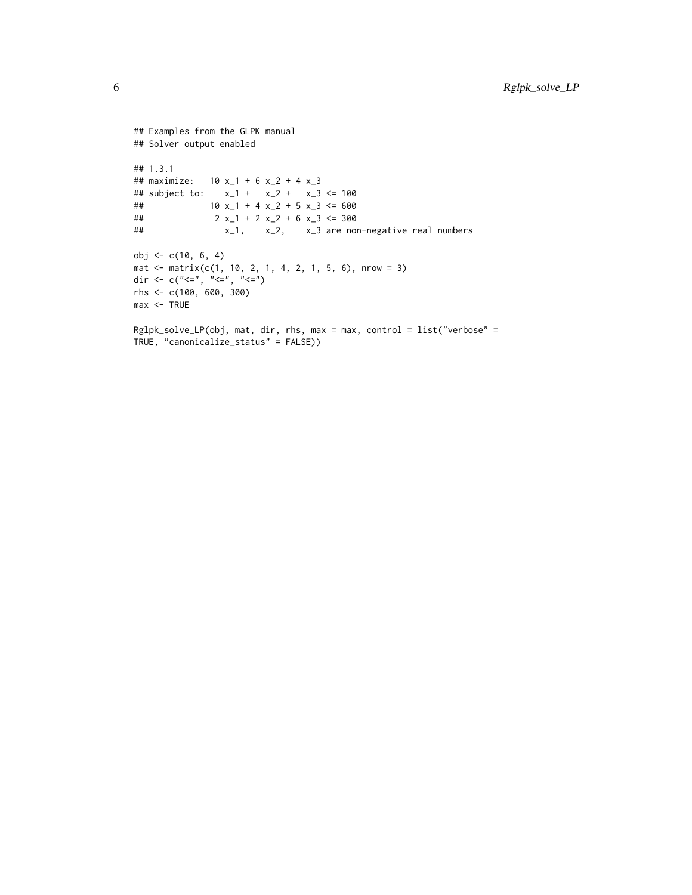```
## Examples from the GLPK manual
## Solver output enabled

## 1.3.1
## maximize:   10 x_1 + 6 x_2 + 4 x_3
## subject to:    x_1 +   x_2 +   x_3 <= 100
##             10 x_1 + 4 x_2 + 5 x_3 <= 600
##              2 x_1 + 2 x_2 + 6 x_3 <= 300
##                x_1,    x_2,    x_3 are non-negative real numbers

obj <- c(10, 6, 4)
mat <- matrix(c(1, 10, 2, 1, 4, 2, 1, 5, 6), nrow = 3)
dir <- c("<=", "<=", "<=")
rhs <- c(100, 600, 300)
max <- TRUE

Rglpk_solve_LP(obj, mat, dir, rhs, max = max, control = list("verbose" =
TRUE, "canonicalize_status" = FALSE))
```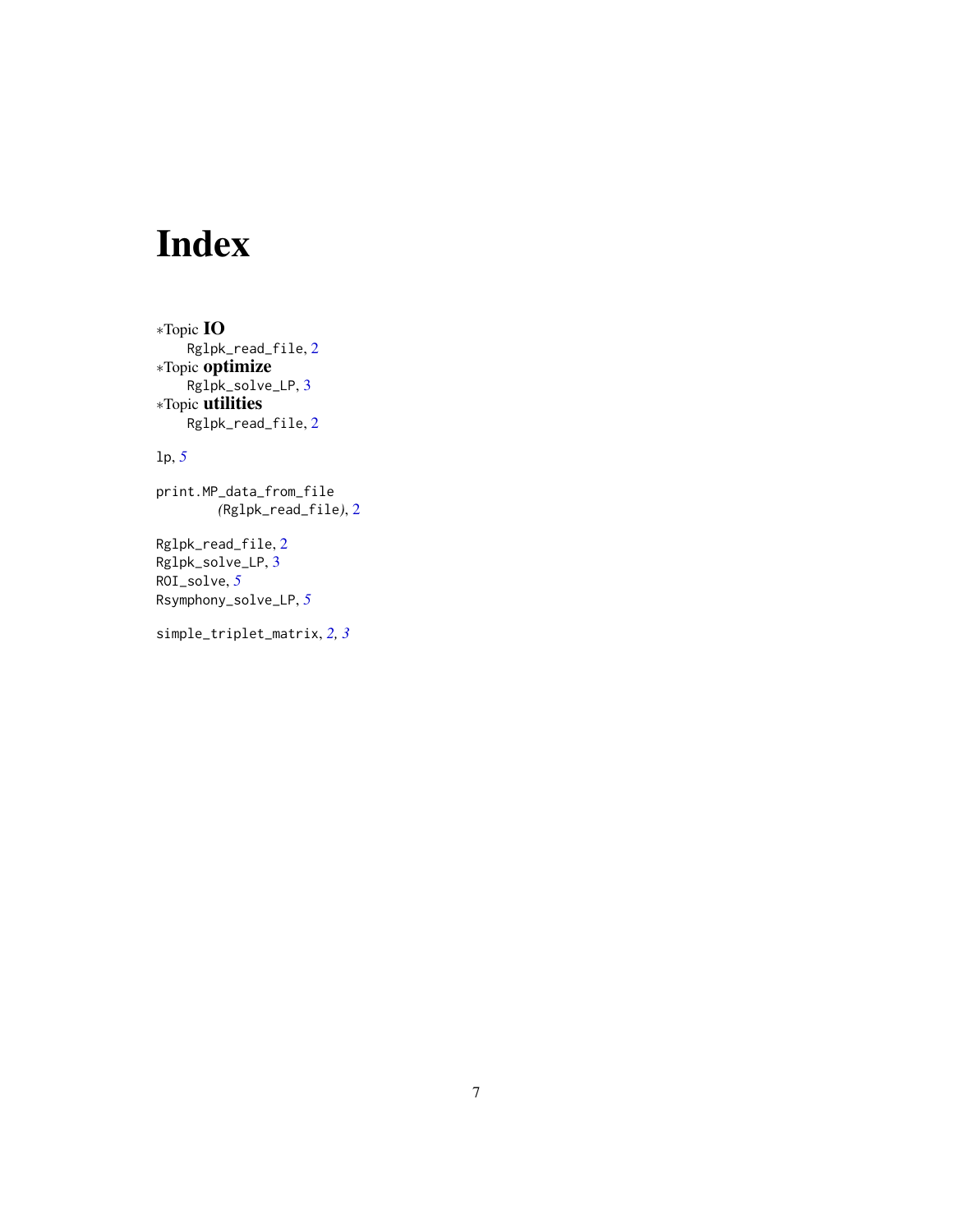# Index

*Topic **IO**
    Rglpk_read_file, 2
*Topic **optimize**
    Rglpk_solve_LP, 3
*Topic **utilities**
    Rglpk_read_file, 2

lp, *5*

print.MP_data_from_file
        *(*Rglpk_read_file*)*, 2

Rglpk_read_file, 2
Rglpk_solve_LP, 3
ROI_solve, *5*
Rsymphony_solve_LP, *5*

simple_triplet_matrix, *2, 3*